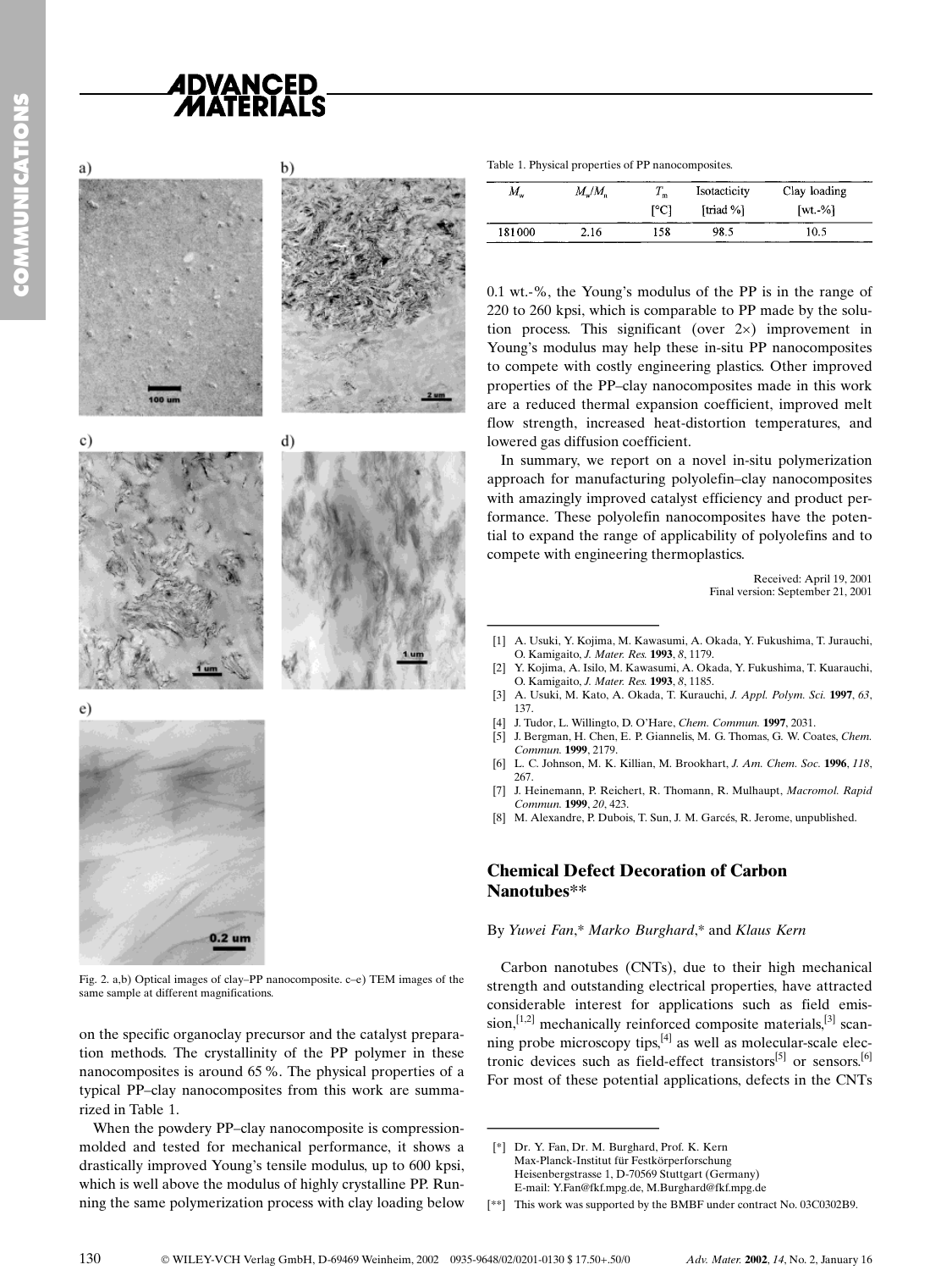Fig. 2. a,b) Optical images of clay–PP nanocomposite. c–e) TEM images of the same sample at different magnifications.

on the specific organoclay precursor and the catalyst preparation methods. The crystallinity of the PP polymer in these nanocomposites is around 65 %. The physical properties of a typical PP–clay nanocomposites from this work are summarized in Table 1.

When the powdery PP–clay nanocomposite is compression-molded and tested for mechanical performance, it shows a drastically improved Young's tensile modulus, up to 600 kpsi, which is well above the modulus of highly crystalline PP. Running the same polymerization process with clay loading below 0.1 wt.-%, the Young's modulus of the PP is in the range of 220 to 260 kpsi, which is comparable to PP made by the solution process. This significant (over 2×) improvement in Young's modulus may help these in-situ PP nanocomposites to compete with costly engineering plastics. Other improved properties of the PP–clay nanocomposites made in this work are a reduced thermal expansion coefficient, improved melt flow strength, increased heat-distortion temperatures, and lowered gas diffusion coefficient.

Table 1. Physical properties of PP nanocomposites.

| $M_w$ | $M_w/M_n$ | $T_m$ [°C] | Isotacticity [triad %] | Clay loading [wt.-%] |
|---|---|---|---|---|
| 181000 | 2.16 | 158 | 98.5 | 10.5 |

In summary, we report on a novel in-situ polymerization approach for manufacturing polyolefin–clay nanocomposites with amazingly improved catalyst efficiency and product performance. These polyolefin nanocomposites have the potential to expand the range of applicability of polyolefins and to compete with engineering thermoplastics.

Received: April 19, 2001
Final version: September 21, 2001

[1] A. Usuki, Y. Kojima, M. Kawasumi, A. Okada, Y. Fukushima, T. Jurauchi, O. Kamigaito, *J. Mater. Res.* **1993**, *8*, 1179.
[2] Y. Kojima, A. Isilo, M. Kawasumi, A. Okada, Y. Fukushima, T. Kuarauchi, O. Kamigaito, *J. Mater. Res.* **1993**, *8*, 1185.
[3] A. Usuki, M. Kato, A. Okada, T. Kurauchi, *J. Appl. Polym. Sci.* **1997**, *63*, 137.
[4] J. Tudor, L. Willingto, D. O'Hare, *Chem. Commun.* **1997**, 2031.
[5] J. Bergman, H. Chen, E. P. Giannelis, M. G. Thomas, G. W. Coates, *Chem. Commun.* **1999**, 2179.
[6] L. C. Johnson, M. K. Killian, M. Brookhart, *J. Am. Chem. Soc.* **1996**, *118*, 267.
[7] J. Heinemann, P. Reichert, R. Thomann, R. Mulhaupt, *Macromol. Rapid Commun.* **1999**, *20*, 423.
[8] M. Alexandre, P. Dubois, T. Sun, J. M. Garcés, R. Jerome, unpublished.

## Chemical Defect Decoration of Carbon Nanotubes**

By *Yuwei Fan*,* *Marko Burghard*,* and *Klaus Kern*

Carbon nanotubes (CNTs), due to their high mechanical strength and outstanding electrical properties, have attracted considerable interest for applications such as field emission,[1,2] mechanically reinforced composite materials,[3] scanning probe microscopy tips,[4] as well as molecular-scale electronic devices such as field-effect transistors[5] or sensors.[6] For most of these potential applications, defects in the CNTs

[*] Dr. Y. Fan, Dr. M. Burghard, Prof. K. Kern
Max-Planck-Institut für Festkörperforschung
Heisenbergstrasse 1, D-70569 Stuttgart (Germany)
E-mail: Y.Fan@fkf.mpg.de, M.Burghard@fkf.mpg.de

[**] This work was supported by the BMBF under contract No. 03C0302B9.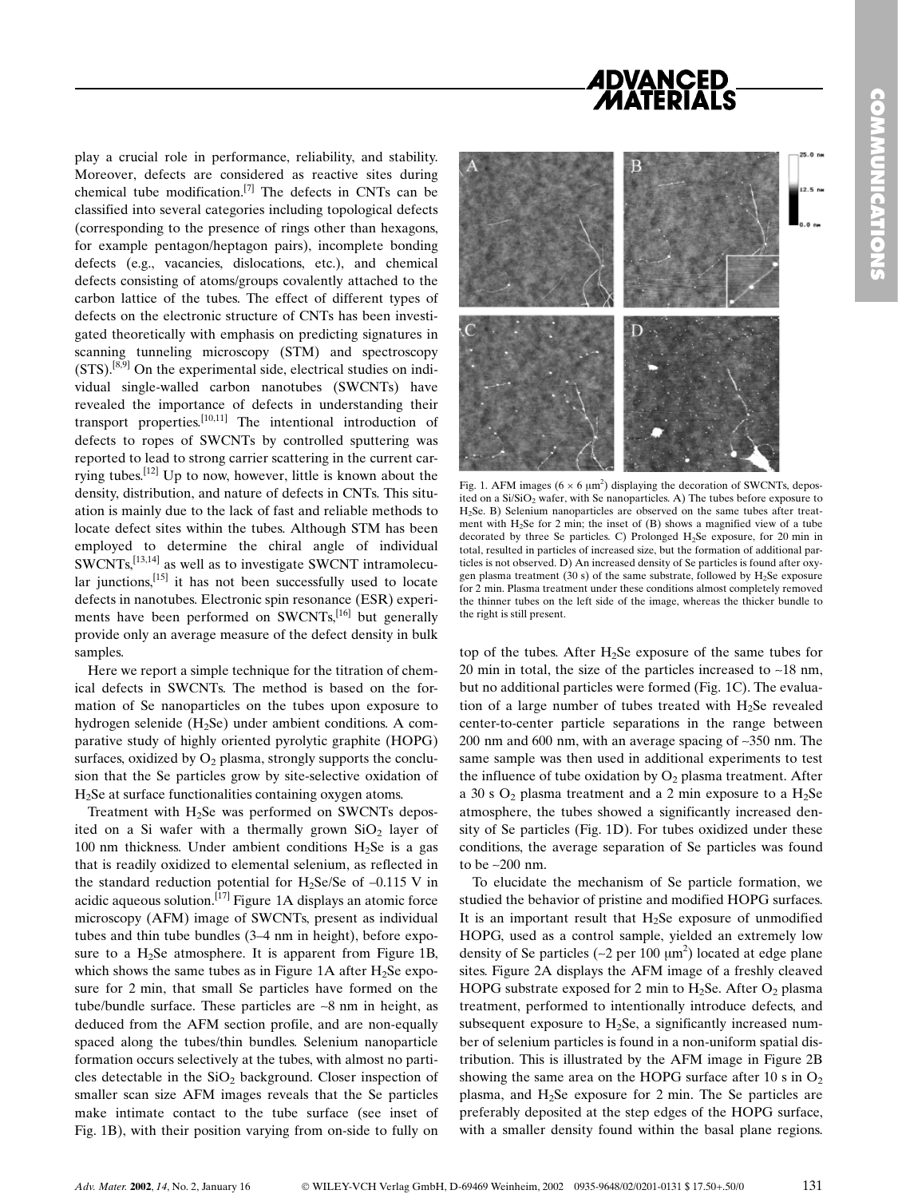play a crucial role in performance, reliability, and stability. Moreover, defects are considered as reactive sites during chemical tube modification.[7] The defects in CNTs can be classified into several categories including topological defects (corresponding to the presence of rings other than hexagons, for example pentagon/heptagon pairs), incomplete bonding defects (e.g., vacancies, dislocations, etc.), and chemical defects consisting of atoms/groups covalently attached to the carbon lattice of the tubes. The effect of different types of defects on the electronic structure of CNTs has been investigated theoretically with emphasis on predicting signatures in scanning tunneling microscopy (STM) and spectroscopy (STS).[8,9] On the experimental side, electrical studies on individual single-walled carbon nanotubes (SWCNTs) have revealed the importance of defects in understanding their transport properties.[10,11] The intentional introduction of defects to ropes of SWCNTs by controlled sputtering was reported to lead to strong carrier scattering in the current carrying tubes.[12] Up to now, however, little is known about the density, distribution, and nature of defects in CNTs. This situation is mainly due to the lack of fast and reliable methods to locate defect sites within the tubes. Although STM has been employed to determine the chiral angle of individual SWCNTs,[13,14] as well as to investigate SWCNT intramolecular junctions,[15] it has not been successfully used to locate defects in nanotubes. Electronic spin resonance (ESR) experiments have been performed on SWCNTs,[16] but generally provide only an average measure of the defect density in bulk samples.

Here we report a simple technique for the titration of chemical defects in SWCNTs. The method is based on the formation of Se nanoparticles on the tubes upon exposure to hydrogen selenide ($H_2Se$) under ambient conditions. A comparative study of highly oriented pyrolytic graphite (HOPG) surfaces, oxidized by $O_2$ plasma, strongly supports the conclusion that the Se particles grow by site-selective oxidation of $H_2Se$ at surface functionalities containing oxygen atoms.

Treatment with $H_2Se$ was performed on SWCNTs deposited on a Si wafer with a thermally grown $SiO_2$ layer of 100 nm thickness. Under ambient conditions $H_2Se$ is a gas that is readily oxidized to elemental selenium, as reflected in the standard reduction potential for $H_2Se$/Se of –0.115 V in acidic aqueous solution.[17] Figure 1A displays an atomic force microscopy (AFM) image of SWCNTs, present as individual tubes and thin tube bundles (3–4 nm in height), before exposure to a $H_2Se$ atmosphere. It is apparent from Figure 1B, which shows the same tubes as in Figure 1A after $H_2Se$ exposure for 2 min, that small Se particles have formed on the tube/bundle surface. These particles are ~8 nm in height, as deduced from the AFM section profile, and are non-equally spaced along the tubes/thin bundles. Selenium nanoparticle formation occurs selectively at the tubes, with almost no particles detectable in the $SiO_2$ background. Closer inspection of smaller scan size AFM images reveals that the Se particles make intimate contact to the tube surface (see inset of Fig. 1B), with their position varying from on-side to fully on top of the tubes. After $H_2Se$ exposure of the same tubes for 20 min in total, the size of the particles increased to ~18 nm, but no additional particles were formed (Fig. 1C). The evaluation of a large number of tubes treated with $H_2Se$ revealed center-to-center particle separations in the range between 200 nm and 600 nm, with an average spacing of ~350 nm. The same sample was then used in additional experiments to test the influence of tube oxidation by $O_2$ plasma treatment. After a 30 s $O_2$ plasma treatment and a 2 min exposure to a $H_2Se$ atmosphere, the tubes showed a significantly increased density of Se particles (Fig. 1D). For tubes oxidized under these conditions, the average separation of Se particles was found to be ~200 nm.

Fig. 1. AFM images ($6 \times 6$ μm$^2$) displaying the decoration of SWCNTs, deposited on a Si/$SiO_2$ wafer, with Se nanoparticles. A) The tubes before exposure to $H_2Se$. B) Selenium nanoparticles are observed on the same tubes after treatment with $H_2Se$ for 2 min; the inset of (B) shows a magnified view of a tube decorated by three Se particles. C) Prolonged $H_2Se$ exposure, for 20 min in total, resulted in particles of increased size, but the formation of additional particles is not observed. D) An increased density of Se particles is found after oxygen plasma treatment (30 s) of the same substrate, followed by $H_2Se$ exposure for 2 min. Plasma treatment under these conditions almost completely removed the thinner tubes on the left side of the image, whereas the thicker bundle to the right is still present.

To elucidate the mechanism of Se particle formation, we studied the behavior of pristine and modified HOPG surfaces. It is an important result that $H_2Se$ exposure of unmodified HOPG, used as a control sample, yielded an extremely low density of Se particles (~2 per 100 μm$^2$) located at edge plane sites. Figure 2A displays the AFM image of a freshly cleaved HOPG substrate exposed for 2 min to $H_2Se$. After $O_2$ plasma treatment, performed to intentionally introduce defects, and subsequent exposure to $H_2Se$, a significantly increased number of selenium particles is found in a non-uniform spatial distribution. This is illustrated by the AFM image in Figure 2B showing the same area on the HOPG surface after 10 s in $O_2$ plasma, and $H_2Se$ exposure for 2 min. The Se particles are preferably deposited at the step edges of the HOPG surface, with a smaller density found within the basal plane regions.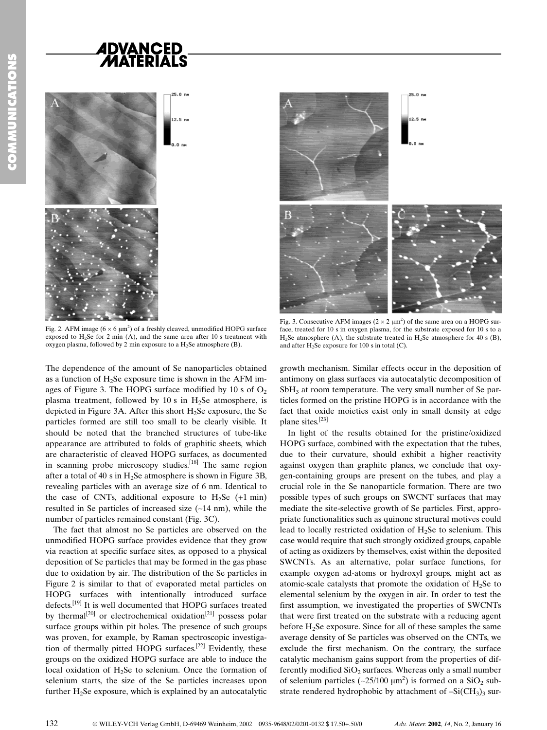Fig. 2. AFM image (6 × 6 μm²) of a freshly cleaved, unmodified HOPG surface exposed to $H_2Se$ for 2 min (A), and the same area after 10 s treatment with oxygen plasma, followed by 2 min exposure to a $H_2Se$ atmosphere (B).

Fig. 3. Consecutive AFM images (2 × 2 μm²) of the same area on a HOPG surface, treated for 10 s in oxygen plasma, for the substrate exposed for 10 s to a $H_2Se$ atmosphere (A), the substrate treated in $H_2Se$ atmosphere for 40 s (B), and after $H_2Se$ exposure for 100 s in total (C).

The dependence of the amount of Se nanoparticles obtained as a function of $H_2Se$ exposure time is shown in the AFM images of Figure 3. The HOPG surface modified by 10 s of $O_2$ plasma treatment, followed by 10 s in $H_2Se$ atmosphere, is depicted in Figure 3A. After this short $H_2Se$ exposure, the Se particles formed are still too small to be clearly visible. It should be noted that the branched structures of tube-like appearance are attributed to folds of graphitic sheets, which are characteristic of cleaved HOPG surfaces, as documented in scanning probe microscopy studies.[18] The same region after a total of 40 s in $H_2Se$ atmosphere is shown in Figure 3B, revealing particles with an average size of 6 nm. Identical to the case of CNTs, additional exposure to $H_2Se$ (+1 min) resulted in Se particles of increased size (~14 nm), while the number of particles remained constant (Fig. 3C).

The fact that almost no Se particles are observed on the unmodified HOPG surface provides evidence that they grow via reaction at specific surface sites, as opposed to a physical deposition of Se particles that may be formed in the gas phase due to oxidation by air. The distribution of the Se particles in Figure 2 is similar to that of evaporated metal particles on HOPG surfaces with intentionally introduced surface defects.[19] It is well documented that HOPG surfaces treated by thermal[20] or electrochemical oxidation[21] possess polar surface groups within pit holes. The presence of such groups was proven, for example, by Raman spectroscopic investigation of thermally pitted HOPG surfaces.[22] Evidently, these groups on the oxidized HOPG surface are able to induce the local oxidation of $H_2Se$ to selenium. Once the formation of selenium starts, the size of the Se particles increases upon further $H_2Se$ exposure, which is explained by an autocatalytic growth mechanism. Similar effects occur in the deposition of antimony on glass surfaces via autocatalytic decomposition of $SbH_3$ at room temperature. The very small number of Se particles formed on the pristine HOPG is in accordance with the fact that oxide moieties exist only in small density at edge plane sites.[23]

In light of the results obtained for the pristine/oxidized HOPG surface, combined with the expectation that the tubes, due to their curvature, should exhibit a higher reactivity against oxygen than graphite planes, we conclude that oxygen-containing groups are present on the tubes, and play a crucial role in the Se nanoparticle formation. There are two possible types of such groups on SWCNT surfaces that may mediate the site-selective growth of Se particles. First, appropriate functionalities such as quinone structural motives could lead to locally restricted oxidation of $H_2Se$ to selenium. This case would require that such strongly oxidized groups, capable of acting as oxidizers by themselves, exist within the deposited SWCNTs. As an alternative, polar surface functions, for example oxygen ad-atoms or hydroxyl groups, might act as atomic-scale catalysts that promote the oxidation of $H_2Se$ to elemental selenium by the oxygen in air. In order to test the first assumption, we investigated the properties of SWCNTs that were first treated on the substrate with a reducing agent before $H_2Se$ exposure. Since for all of these samples the same average density of Se particles was observed on the CNTs, we exclude the first mechanism. On the contrary, the surface catalytic mechanism gains support from the properties of differently modified $SiO_2$ surfaces. Whereas only a small number of selenium particles (~25/100 μm²) is formed on a $SiO_2$ substrate rendered hydrophobic by attachment of $-Si(CH_3)_3$ sur-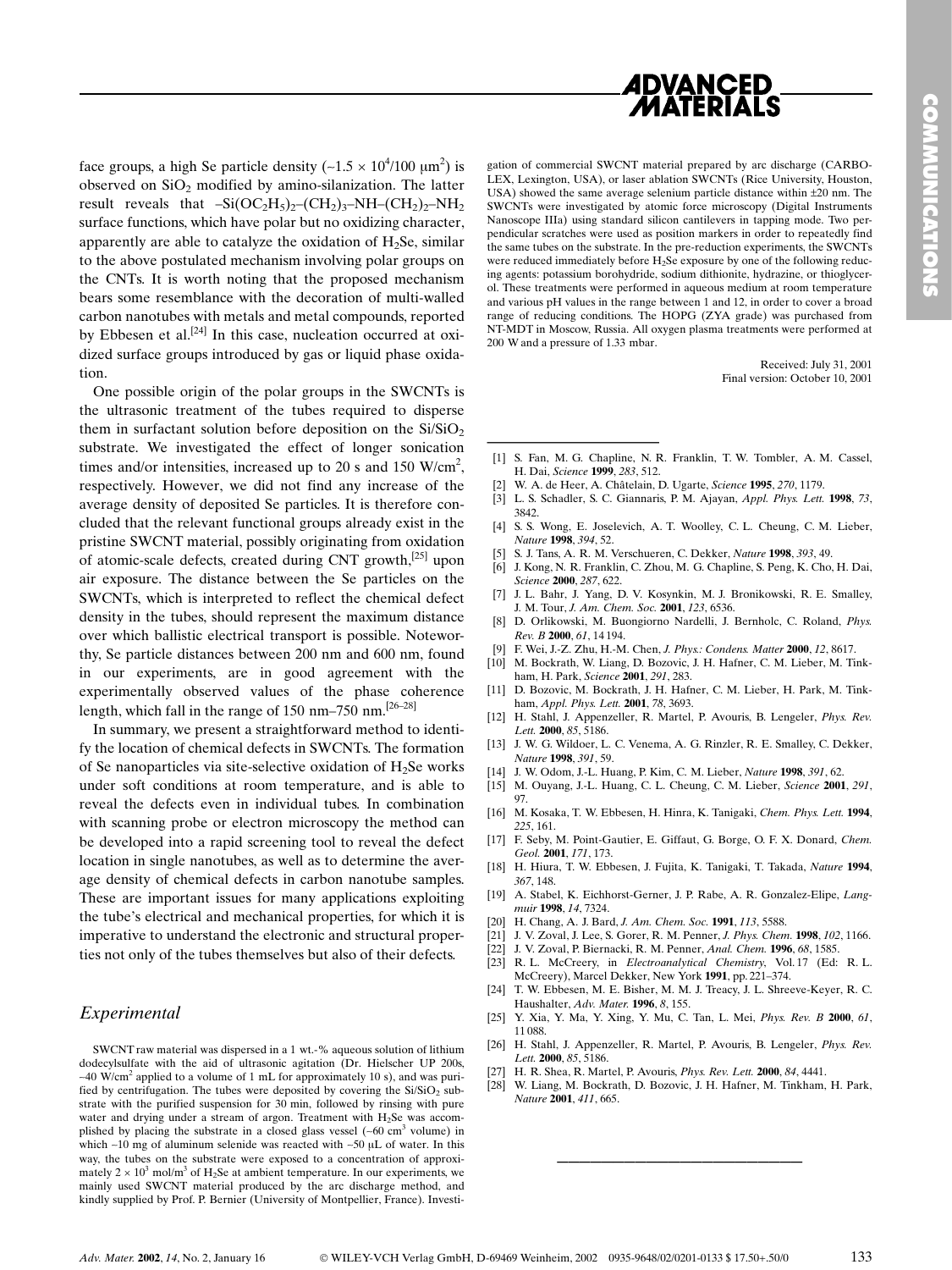face groups, a high Se particle density (~$1.5 \times 10^4$/100 $\mu m^2$) is observed on $SiO_2$ modified by amino-silanization. The latter result reveals that $-Si(OC_2H_5)_2-(CH_2)_3-NH-(CH_2)_2-NH_2$ surface functions, which have polar but no oxidizing character, apparently are able to catalyze the oxidation of $H_2Se$, similar to the above postulated mechanism involving polar groups on the CNTs. It is worth noting that the proposed mechanism bears some resemblance with the decoration of multi-walled carbon nanotubes with metals and metal compounds, reported by Ebbesen et al.[24] In this case, nucleation occurred at oxidized surface groups introduced by gas or liquid phase oxidation.

One possible origin of the polar groups in the SWCNTs is the ultrasonic treatment of the tubes required to disperse them in surfactant solution before deposition on the $Si/SiO_2$ substrate. We investigated the effect of longer sonication times and/or intensities, increased up to 20 s and 150 W/cm$^2$, respectively. However, we did not find any increase of the average density of deposited Se particles. It is therefore concluded that the relevant functional groups already exist in the pristine SWCNT material, possibly originating from oxidation of atomic-scale defects, created during CNT growth,[25] upon air exposure. The distance between the Se particles on the SWCNTs, which is interpreted to reflect the chemical defect density in the tubes, should represent the maximum distance over which ballistic electrical transport is possible. Noteworthy, Se particle distances between 200 nm and 600 nm, found in our experiments, are in good agreement with the experimentally observed values of the phase coherence length, which fall in the range of 150 nm–750 nm.[26–28]

In summary, we present a straightforward method to identify the location of chemical defects in SWCNTs. The formation of Se nanoparticles via site-selective oxidation of $H_2Se$ works under soft conditions at room temperature, and is able to reveal the defects even in individual tubes. In combination with scanning probe or electron microscopy the method can be developed into a rapid screening tool to reveal the defect location in single nanotubes, as well as to determine the average density of chemical defects in carbon nanotube samples. These are important issues for many applications exploiting the tube's electrical and mechanical properties, for which it is imperative to understand the electronic and structural properties not only of the tubes themselves but also of their defects.

## *Experimental*

SWCNT raw material was dispersed in a 1 wt.-% aqueous solution of lithium dodecylsulfate with the aid of ultrasonic agitation (Dr. Hielscher UP 200s, ~40 W/cm$^2$ applied to a volume of 1 mL for approximately 10 s), and was purified by centrifugation. The tubes were deposited by covering the $Si/SiO_2$ substrate with the purified suspension for 30 min, followed by rinsing with pure water and drying under a stream of argon. Treatment with $H_2Se$ was accomplished by placing the substrate in a closed glass vessel (~60 cm$^3$ volume) in which ~10 mg of aluminum selenide was reacted with ~50 µL of water. In this way, the tubes on the substrate were exposed to a concentration of approximately $2 \times 10^3$ mol/m$^3$ of $H_2Se$ at ambient temperature. In our experiments, we mainly used SWCNT material produced by the arc discharge method, and kindly supplied by Prof. P. Bernier (University of Montpellier, France). Investigation of commercial SWCNT material prepared by arc discharge (CARBOLEX, Lexington, USA), or laser ablation SWCNTs (Rice University, Houston, USA) showed the same average selenium particle distance within ±20 nm. The SWCNTs were investigated by atomic force microscopy (Digital Instruments Nanoscope IIIa) using standard silicon cantilevers in tapping mode. Two perpendicular scratches were used as position markers in order to repeatedly find the same tubes on the substrate. In the pre-reduction experiments, the SWCNTs were reduced immediately before $H_2Se$ exposure by one of the following reducing agents: potassium borohydride, sodium dithionite, hydrazine, or thioglycerol. These treatments were performed in aqueous medium at room temperature and various pH values in the range between 1 and 12, in order to cover a broad range of reducing conditions. The HOPG (ZYA grade) was purchased from NT-MDT in Moscow, Russia. All oxygen plasma treatments were performed at 200 W and a pressure of 1.33 mbar.

Received: July 31, 2001
Final version: October 10, 2001

[1] S. Fan, M. G. Chapline, N. R. Franklin, T. W. Tombler, A. M. Cassel, H. Dai, *Science* **1999**, *283*, 512.
[2] W. A. de Heer, A. Châtelain, D. Ugarte, *Science* **1995**, *270*, 1179.
[3] L. S. Schadler, S. C. Giannaris, P. M. Ajayan, *Appl. Phys. Lett.* **1998**, *73*, 3842.
[4] S. S. Wong, E. Joselevich, A. T. Woolley, C. L. Cheung, C. M. Lieber, *Nature* **1998**, *394*, 52.
[5] S. J. Tans, A. R. M. Verschueren, C. Dekker, *Nature* **1998**, *393*, 49.
[6] J. Kong, N. R. Franklin, C. Zhou, M. G. Chapline, S. Peng, K. Cho, H. Dai, *Science* **2000**, *287*, 622.
[7] J. L. Bahr, J. Yang, D. V. Kosynkin, M. J. Bronikowski, R. E. Smalley, J. M. Tour, *J. Am. Chem. Soc.* **2001**, *123*, 6536.
[8] D. Orlikowski, M. Buongiorno Nardelli, J. Bernholc, C. Roland, *Phys. Rev. B* **2000**, *61*, 14 194.
[9] F. Wei, J.-Z. Zhu, H.-M. Chen, *J. Phys.: Condens. Matter* **2000**, *12*, 8617.
[10] M. Bockrath, W. Liang, D. Bozovic, J. H. Hafner, C. M. Lieber, M. Tinkham, H. Park, *Science* **2001**, *291*, 283.
[11] D. Bozovic, M. Bockrath, J. H. Hafner, C. M. Lieber, H. Park, M. Tinkham, *Appl. Phys. Lett.* **2001**, *78*, 3693.
[12] H. Stahl, J. Appenzeller, R. Martel, P. Avouris, B. Lengeler, *Phys. Rev. Lett.* **2000**, *85*, 5186.
[13] J. W. G. Wildoer, L. C. Venema, A. G. Rinzler, R. E. Smalley, C. Dekker, *Nature* **1998**, *391*, 59.
[14] J. W. Odom, J.-L. Huang, P. Kim, C. M. Lieber, *Nature* **1998**, *391*, 62.
[15] M. Ouyang, J.-L. Huang, C. L. Cheung, C. M. Lieber, *Science* **2001**, *291*, 97.
[16] M. Kosaka, T. W. Ebbesen, H. Hinra, K. Tanigaki, *Chem. Phys. Lett.* **1994**, *225*, 161.
[17] F. Seby, M. Potin-Gautier, E. Giffaut, G. Borge, O. F. X. Donard, *Chem. Geol.* **2001**, *171*, 173.
[18] H. Hiura, T. W. Ebbesen, J. Fujita, K. Tanigaki, T. Takada, *Nature* **1994**, *367*, 148.
[19] A. Stabel, K. Eichhorst-Gerner, J. P. Rabe, A. R. Gonzalez-Elipe, *Langmuir* **1998**, *14*, 7324.
[20] H. Chang, A. J. Bard, *J. Am. Chem. Soc.* **1991**, *113*, 5588.
[21] J. V. Zoval, J. Lee, S. Gorer, R. M. Penner, *J. Phys. Chem.* **1998**, *102*, 1166.
[22] J. V. Zoval, P. Biernacki, R. M. Penner, *Anal. Chem.* **1996**, *68*, 1585.
[23] R. L. McCreery, in *Electroanalytical Chemistry*, Vol. 17 (Ed: R. L. McCreery), Marcel Dekker, New York **1991**, pp. 221–374.
[24] T. W. Ebbesen, M. E. Bisher, M. M. J. Treacy, J. L. Shreeve-Keyer, R. C. Haushalter, *Adv. Mater.* **1996**, *8*, 155.
[25] Y. Xia, Y. Ma, Y. Xing, Y. Mu, C. Tan, L. Mei, *Phys. Rev. B* **2000**, *61*, 11 088.
[26] H. Stahl, J. Appenzeller, R. Martel, P. Avouris, B. Lengeler, *Phys. Rev. Lett.* **2000**, *85*, 5186.
[27] H. R. Shea, R. Martel, P. Avouris, *Phys. Rev. Lett.* **2000**, *84*, 4441.
[28] W. Liang, M. Bockrath, D. Bozovic, J. H. Hafner, M. Tinkham, H. Park, *Nature* **2001**, *411*, 665.